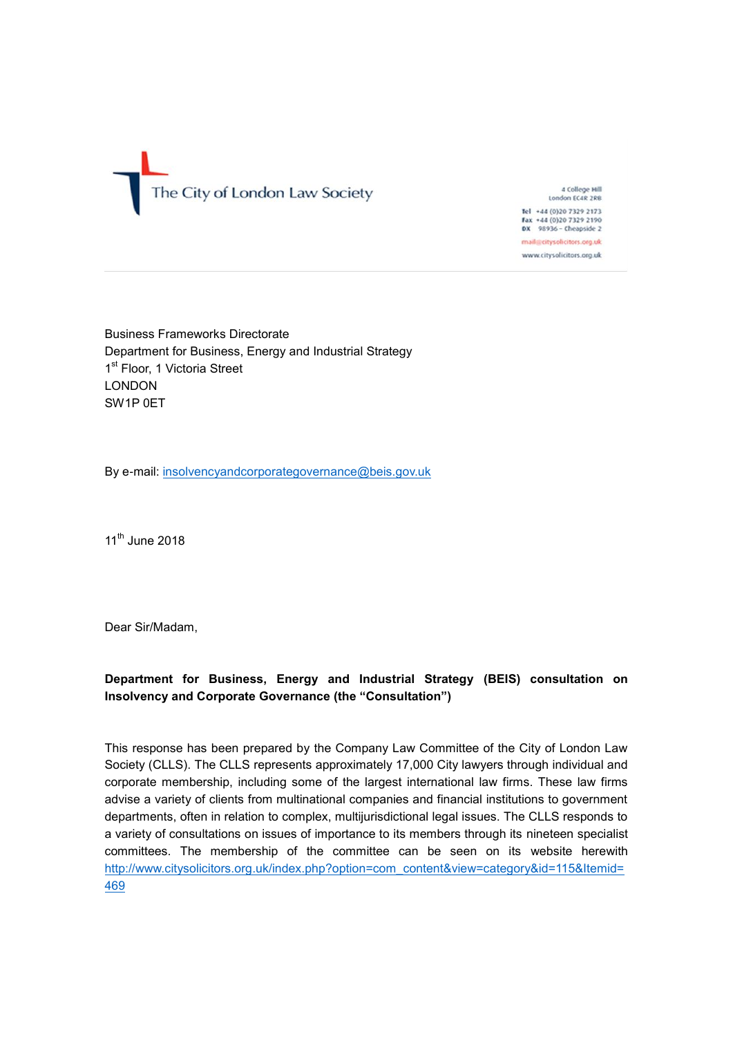The City of London Law Society

4 College Hill
London EC4R 2RB

Tel +44 (0)20 7329 2173
Fax +44 (0)20 7329 2190
DX 98936 – Cheapside 2

mail@citysolicitors.org.uk
www.citysolicitors.org.uk

---

Business Frameworks Directorate
Department for Business, Energy and Industrial Strategy
1st Floor, 1 Victoria Street
LONDON
SW1P 0ET

By e-mail: insolvencyandcorporategovernance@beis.gov.uk

11th June 2018

Dear Sir/Madam,

**Department for Business, Energy and Industrial Strategy (BEIS) consultation on Insolvency and Corporate Governance (the "Consultation")**

This response has been prepared by the Company Law Committee of the City of London Law Society (CLLS). The CLLS represents approximately 17,000 City lawyers through individual and corporate membership, including some of the largest international law firms. These law firms advise a variety of clients from multinational companies and financial institutions to government departments, often in relation to complex, multijurisdictional legal issues. The CLLS responds to a variety of consultations on issues of importance to its members through its nineteen specialist committees. The membership of the committee can be seen on its website herewith http://www.citysolicitors.org.uk/index.php?option=com_content&view=category&id=115&Itemid=469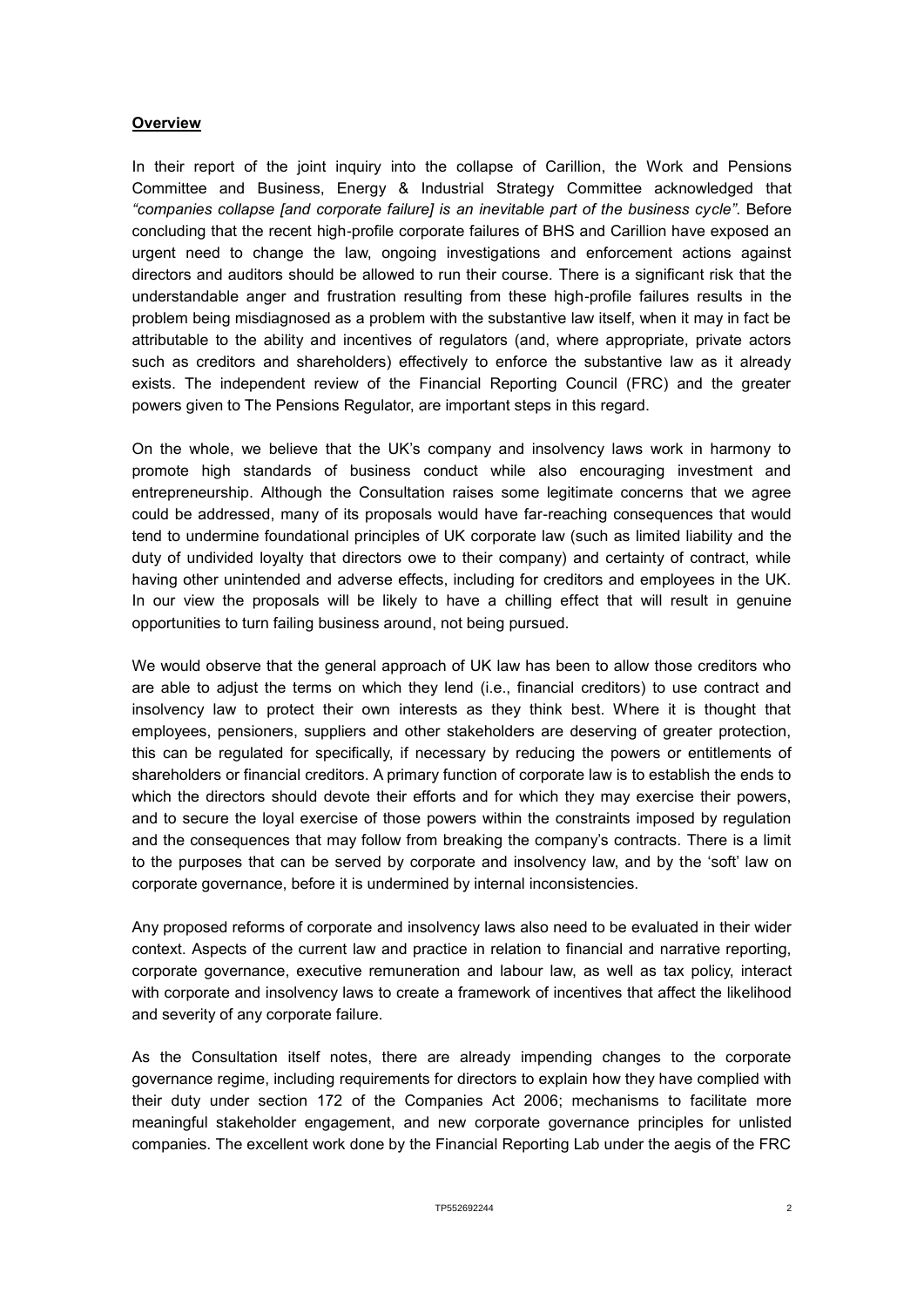**Overview**

In their report of the joint inquiry into the collapse of Carillion, the Work and Pensions Committee and Business, Energy & Industrial Strategy Committee acknowledged that *"companies collapse [and corporate failure] is an inevitable part of the business cycle"*. Before concluding that the recent high-profile corporate failures of BHS and Carillion have exposed an urgent need to change the law, ongoing investigations and enforcement actions against directors and auditors should be allowed to run their course. There is a significant risk that the understandable anger and frustration resulting from these high-profile failures results in the problem being misdiagnosed as a problem with the substantive law itself, when it may in fact be attributable to the ability and incentives of regulators (and, where appropriate, private actors such as creditors and shareholders) effectively to enforce the substantive law as it already exists. The independent review of the Financial Reporting Council (FRC) and the greater powers given to The Pensions Regulator, are important steps in this regard.

On the whole, we believe that the UK's company and insolvency laws work in harmony to promote high standards of business conduct while also encouraging investment and entrepreneurship. Although the Consultation raises some legitimate concerns that we agree could be addressed, many of its proposals would have far-reaching consequences that would tend to undermine foundational principles of UK corporate law (such as limited liability and the duty of undivided loyalty that directors owe to their company) and certainty of contract, while having other unintended and adverse effects, including for creditors and employees in the UK. In our view the proposals will be likely to have a chilling effect that will result in genuine opportunities to turn failing business around, not being pursued.

We would observe that the general approach of UK law has been to allow those creditors who are able to adjust the terms on which they lend (i.e., financial creditors) to use contract and insolvency law to protect their own interests as they think best. Where it is thought that employees, pensioners, suppliers and other stakeholders are deserving of greater protection, this can be regulated for specifically, if necessary by reducing the powers or entitlements of shareholders or financial creditors. A primary function of corporate law is to establish the ends to which the directors should devote their efforts and for which they may exercise their powers, and to secure the loyal exercise of those powers within the constraints imposed by regulation and the consequences that may follow from breaking the company's contracts. There is a limit to the purposes that can be served by corporate and insolvency law, and by the 'soft' law on corporate governance, before it is undermined by internal inconsistencies.

Any proposed reforms of corporate and insolvency laws also need to be evaluated in their wider context. Aspects of the current law and practice in relation to financial and narrative reporting, corporate governance, executive remuneration and labour law, as well as tax policy, interact with corporate and insolvency laws to create a framework of incentives that affect the likelihood and severity of any corporate failure.

As the Consultation itself notes, there are already impending changes to the corporate governance regime, including requirements for directors to explain how they have complied with their duty under section 172 of the Companies Act 2006; mechanisms to facilitate more meaningful stakeholder engagement, and new corporate governance principles for unlisted companies. The excellent work done by the Financial Reporting Lab under the aegis of the FRC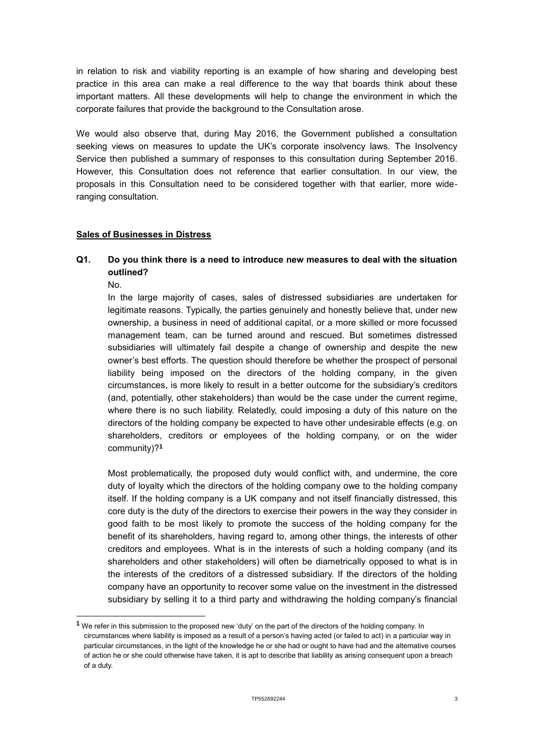in relation to risk and viability reporting is an example of how sharing and developing best practice in this area can make a real difference to the way that boards think about these important matters. All these developments will help to change the environment in which the corporate failures that provide the background to the Consultation arose.

We would also observe that, during May 2016, the Government published a consultation seeking views on measures to update the UK's corporate insolvency laws. The Insolvency Service then published a summary of responses to this consultation during September 2016. However, this Consultation does not reference that earlier consultation. In our view, the proposals in this Consultation need to be considered together with that earlier, more wide-ranging consultation.

## Sales of Businesses in Distress

**Q1. Do you think there is a need to introduce new measures to deal with the situation outlined?**

No.

In the large majority of cases, sales of distressed subsidiaries are undertaken for legitimate reasons. Typically, the parties genuinely and honestly believe that, under new ownership, a business in need of additional capital, or a more skilled or more focussed management team, can be turned around and rescued. But sometimes distressed subsidiaries will ultimately fail despite a change of ownership and despite the new owner's best efforts. The question should therefore be whether the prospect of personal liability being imposed on the directors of the holding company, in the given circumstances, is more likely to result in a better outcome for the subsidiary's creditors (and, potentially, other stakeholders) than would be the case under the current regime, where there is no such liability. Relatedly, could imposing a duty of this nature on the directors of the holding company be expected to have other undesirable effects (e.g. on shareholders, creditors or employees of the holding company, or on the wider community)?[1]

Most problematically, the proposed duty would conflict with, and undermine, the core duty of loyalty which the directors of the holding company owe to the holding company itself. If the holding company is a UK company and not itself financially distressed, this core duty is the duty of the directors to exercise their powers in the way they consider in good faith to be most likely to promote the success of the holding company for the benefit of its shareholders, having regard to, among other things, the interests of other creditors and employees. What is in the interests of such a holding company (and its shareholders and other stakeholders) will often be diametrically opposed to what is in the interests of the creditors of a distressed subsidiary. If the directors of the holding company have an opportunity to recover some value on the investment in the distressed subsidiary by selling it to a third party and withdrawing the holding company's financial

---

[1] We refer in this submission to the proposed new 'duty' on the part of the directors of the holding company. In circumstances where liability is imposed as a result of a person's having acted (or failed to act) in a particular way in particular circumstances, in the light of the knowledge he or she had or ought to have had and the alternative courses of action he or she could otherwise have taken, it is apt to describe that liability as arising consequent upon a breach of a duty.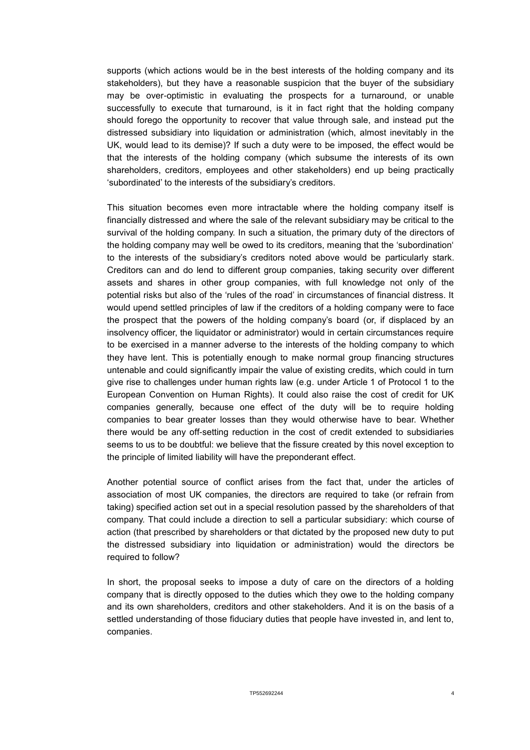supports (which actions would be in the best interests of the holding company and its stakeholders), but they have a reasonable suspicion that the buyer of the subsidiary may be over-optimistic in evaluating the prospects for a turnaround, or unable successfully to execute that turnaround, is it in fact right that the holding company should forego the opportunity to recover that value through sale, and instead put the distressed subsidiary into liquidation or administration (which, almost inevitably in the UK, would lead to its demise)? If such a duty were to be imposed, the effect would be that the interests of the holding company (which subsume the interests of its own shareholders, creditors, employees and other stakeholders) end up being practically 'subordinated' to the interests of the subsidiary's creditors.

This situation becomes even more intractable where the holding company itself is financially distressed and where the sale of the relevant subsidiary may be critical to the survival of the holding company. In such a situation, the primary duty of the directors of the holding company may well be owed to its creditors, meaning that the 'subordination' to the interests of the subsidiary's creditors noted above would be particularly stark. Creditors can and do lend to different group companies, taking security over different assets and shares in other group companies, with full knowledge not only of the potential risks but also of the 'rules of the road' in circumstances of financial distress. It would upend settled principles of law if the creditors of a holding company were to face the prospect that the powers of the holding company's board (or, if displaced by an insolvency officer, the liquidator or administrator) would in certain circumstances require to be exercised in a manner adverse to the interests of the holding company to which they have lent. This is potentially enough to make normal group financing structures untenable and could significantly impair the value of existing credits, which could in turn give rise to challenges under human rights law (e.g. under Article 1 of Protocol 1 to the European Convention on Human Rights). It could also raise the cost of credit for UK companies generally, because one effect of the duty will be to require holding companies to bear greater losses than they would otherwise have to bear. Whether there would be any off-setting reduction in the cost of credit extended to subsidiaries seems to us to be doubtful: we believe that the fissure created by this novel exception to the principle of limited liability will have the preponderant effect.

Another potential source of conflict arises from the fact that, under the articles of association of most UK companies, the directors are required to take (or refrain from taking) specified action set out in a special resolution passed by the shareholders of that company. That could include a direction to sell a particular subsidiary: which course of action (that prescribed by shareholders or that dictated by the proposed new duty to put the distressed subsidiary into liquidation or administration) would the directors be required to follow?

In short, the proposal seeks to impose a duty of care on the directors of a holding company that is directly opposed to the duties which they owe to the holding company and its own shareholders, creditors and other stakeholders. And it is on the basis of a settled understanding of those fiduciary duties that people have invested in, and lent to, companies.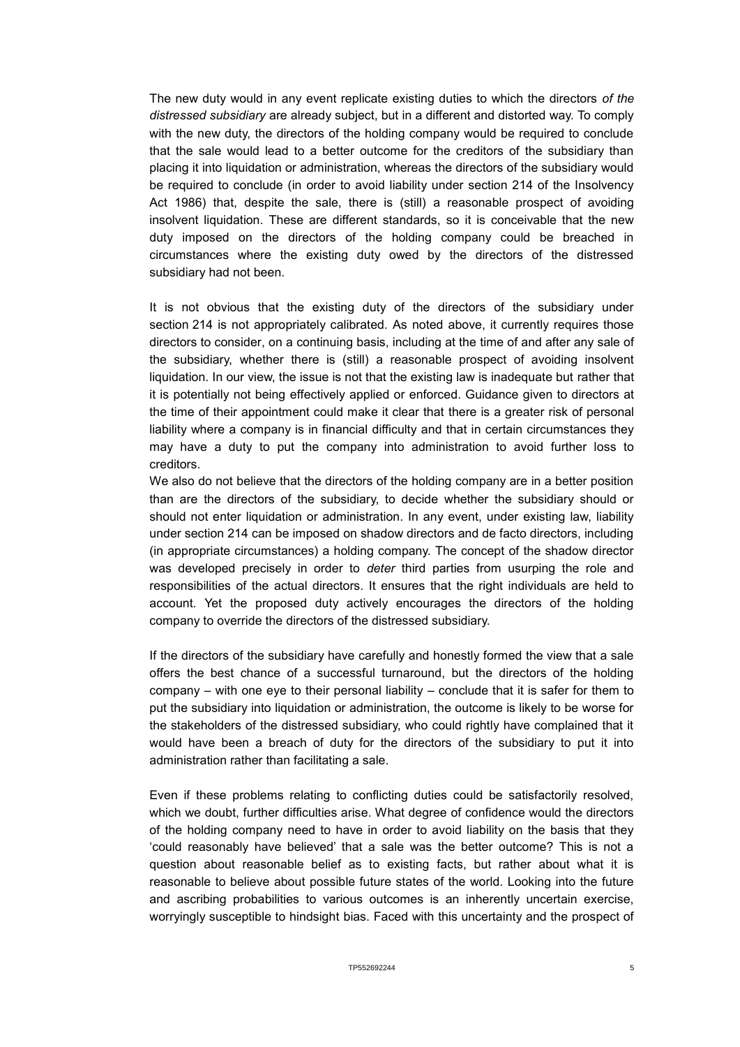The new duty would in any event replicate existing duties to which the directors *of the distressed subsidiary* are already subject, but in a different and distorted way. To comply with the new duty, the directors of the holding company would be required to conclude that the sale would lead to a better outcome for the creditors of the subsidiary than placing it into liquidation or administration, whereas the directors of the subsidiary would be required to conclude (in order to avoid liability under section 214 of the Insolvency Act 1986) that, despite the sale, there is (still) a reasonable prospect of avoiding insolvent liquidation. These are different standards, so it is conceivable that the new duty imposed on the directors of the holding company could be breached in circumstances where the existing duty owed by the directors of the distressed subsidiary had not been.

It is not obvious that the existing duty of the directors of the subsidiary under section 214 is not appropriately calibrated. As noted above, it currently requires those directors to consider, on a continuing basis, including at the time of and after any sale of the subsidiary, whether there is (still) a reasonable prospect of avoiding insolvent liquidation. In our view, the issue is not that the existing law is inadequate but rather that it is potentially not being effectively applied or enforced. Guidance given to directors at the time of their appointment could make it clear that there is a greater risk of personal liability where a company is in financial difficulty and that in certain circumstances they may have a duty to put the company into administration to avoid further loss to creditors.

We also do not believe that the directors of the holding company are in a better position than are the directors of the subsidiary, to decide whether the subsidiary should or should not enter liquidation or administration. In any event, under existing law, liability under section 214 can be imposed on shadow directors and de facto directors, including (in appropriate circumstances) a holding company. The concept of the shadow director was developed precisely in order to *deter* third parties from usurping the role and responsibilities of the actual directors. It ensures that the right individuals are held to account. Yet the proposed duty actively encourages the directors of the holding company to override the directors of the distressed subsidiary.

If the directors of the subsidiary have carefully and honestly formed the view that a sale offers the best chance of a successful turnaround, but the directors of the holding company – with one eye to their personal liability – conclude that it is safer for them to put the subsidiary into liquidation or administration, the outcome is likely to be worse for the stakeholders of the distressed subsidiary, who could rightly have complained that it would have been a breach of duty for the directors of the subsidiary to put it into administration rather than facilitating a sale.

Even if these problems relating to conflicting duties could be satisfactorily resolved, which we doubt, further difficulties arise. What degree of confidence would the directors of the holding company need to have in order to avoid liability on the basis that they 'could reasonably have believed' that a sale was the better outcome? This is not a question about reasonable belief as to existing facts, but rather about what it is reasonable to believe about possible future states of the world. Looking into the future and ascribing probabilities to various outcomes is an inherently uncertain exercise, worryingly susceptible to hindsight bias. Faced with this uncertainty and the prospect of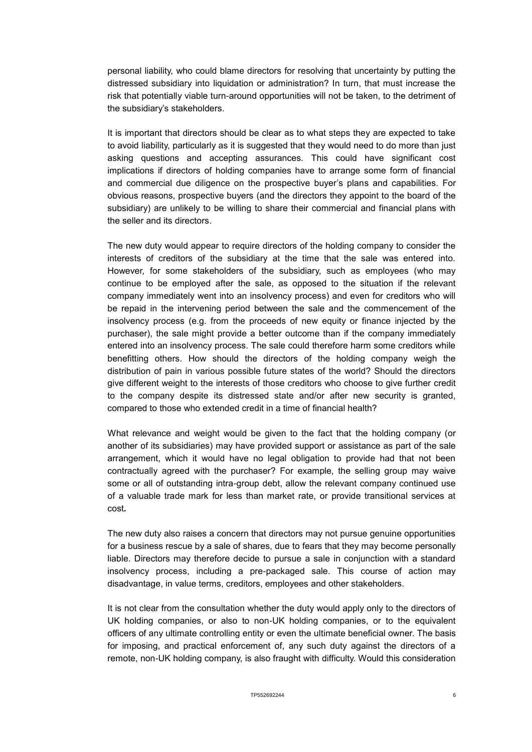personal liability, who could blame directors for resolving that uncertainty by putting the distressed subsidiary into liquidation or administration? In turn, that must increase the risk that potentially viable turn-around opportunities will not be taken, to the detriment of the subsidiary's stakeholders.

It is important that directors should be clear as to what steps they are expected to take to avoid liability, particularly as it is suggested that they would need to do more than just asking questions and accepting assurances. This could have significant cost implications if directors of holding companies have to arrange some form of financial and commercial due diligence on the prospective buyer's plans and capabilities. For obvious reasons, prospective buyers (and the directors they appoint to the board of the subsidiary) are unlikely to be willing to share their commercial and financial plans with the seller and its directors.

The new duty would appear to require directors of the holding company to consider the interests of creditors of the subsidiary at the time that the sale was entered into. However, for some stakeholders of the subsidiary, such as employees (who may continue to be employed after the sale, as opposed to the situation if the relevant company immediately went into an insolvency process) and even for creditors who will be repaid in the intervening period between the sale and the commencement of the insolvency process (e.g. from the proceeds of new equity or finance injected by the purchaser), the sale might provide a better outcome than if the company immediately entered into an insolvency process. The sale could therefore harm some creditors while benefitting others. How should the directors of the holding company weigh the distribution of pain in various possible future states of the world? Should the directors give different weight to the interests of those creditors who choose to give further credit to the company despite its distressed state and/or after new security is granted, compared to those who extended credit in a time of financial health?

What relevance and weight would be given to the fact that the holding company (or another of its subsidiaries) may have provided support or assistance as part of the sale arrangement, which it would have no legal obligation to provide had that not been contractually agreed with the purchaser? For example, the selling group may waive some or all of outstanding intra-group debt, allow the relevant company continued use of a valuable trade mark for less than market rate, or provide transitional services at cost*.*

The new duty also raises a concern that directors may not pursue genuine opportunities for a business rescue by a sale of shares, due to fears that they may become personally liable. Directors may therefore decide to pursue a sale in conjunction with a standard insolvency process, including a pre-packaged sale. This course of action may disadvantage, in value terms, creditors, employees and other stakeholders.

It is not clear from the consultation whether the duty would apply only to the directors of UK holding companies, or also to non-UK holding companies, or to the equivalent officers of any ultimate controlling entity or even the ultimate beneficial owner. The basis for imposing, and practical enforcement of, any such duty against the directors of a remote, non-UK holding company, is also fraught with difficulty. Would this consideration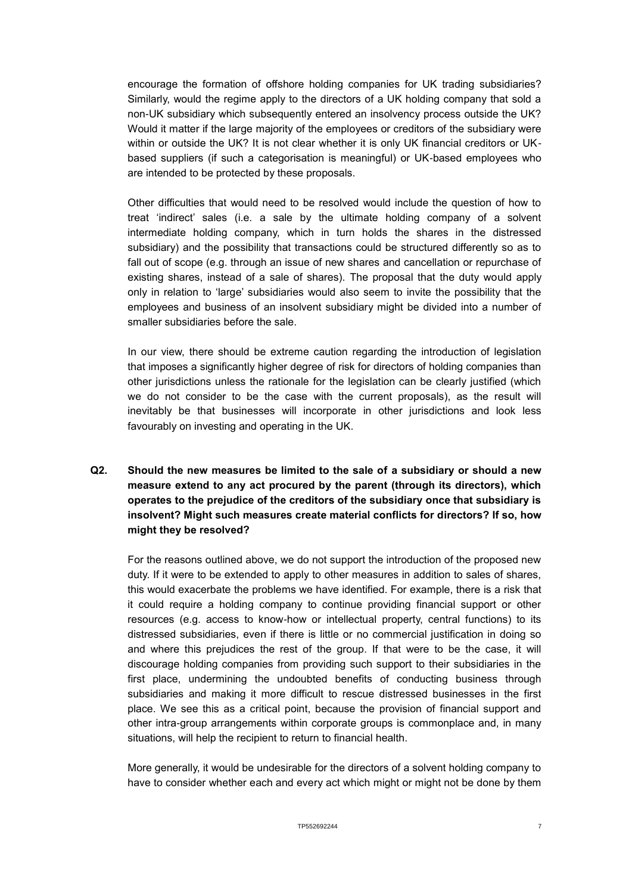encourage the formation of offshore holding companies for UK trading subsidiaries? Similarly, would the regime apply to the directors of a UK holding company that sold a non-UK subsidiary which subsequently entered an insolvency process outside the UK? Would it matter if the large majority of the employees or creditors of the subsidiary were within or outside the UK? It is not clear whether it is only UK financial creditors or UK-based suppliers (if such a categorisation is meaningful) or UK-based employees who are intended to be protected by these proposals.

Other difficulties that would need to be resolved would include the question of how to treat 'indirect' sales (i.e. a sale by the ultimate holding company of a solvent intermediate holding company, which in turn holds the shares in the distressed subsidiary) and the possibility that transactions could be structured differently so as to fall out of scope (e.g. through an issue of new shares and cancellation or repurchase of existing shares, instead of a sale of shares). The proposal that the duty would apply only in relation to 'large' subsidiaries would also seem to invite the possibility that the employees and business of an insolvent subsidiary might be divided into a number of smaller subsidiaries before the sale.

In our view, there should be extreme caution regarding the introduction of legislation that imposes a significantly higher degree of risk for directors of holding companies than other jurisdictions unless the rationale for the legislation can be clearly justified (which we do not consider to be the case with the current proposals), as the result will inevitably be that businesses will incorporate in other jurisdictions and look less favourably on investing and operating in the UK.

**Q2. Should the new measures be limited to the sale of a subsidiary or should a new measure extend to any act procured by the parent (through its directors), which operates to the prejudice of the creditors of the subsidiary once that subsidiary is insolvent? Might such measures create material conflicts for directors? If so, how might they be resolved?**

For the reasons outlined above, we do not support the introduction of the proposed new duty. If it were to be extended to apply to other measures in addition to sales of shares, this would exacerbate the problems we have identified. For example, there is a risk that it could require a holding company to continue providing financial support or other resources (e.g. access to know-how or intellectual property, central functions) to its distressed subsidiaries, even if there is little or no commercial justification in doing so and where this prejudices the rest of the group. If that were to be the case, it will discourage holding companies from providing such support to their subsidiaries in the first place, undermining the undoubted benefits of conducting business through subsidiaries and making it more difficult to rescue distressed businesses in the first place. We see this as a critical point, because the provision of financial support and other intra-group arrangements within corporate groups is commonplace and, in many situations, will help the recipient to return to financial health.

More generally, it would be undesirable for the directors of a solvent holding company to have to consider whether each and every act which might or might not be done by them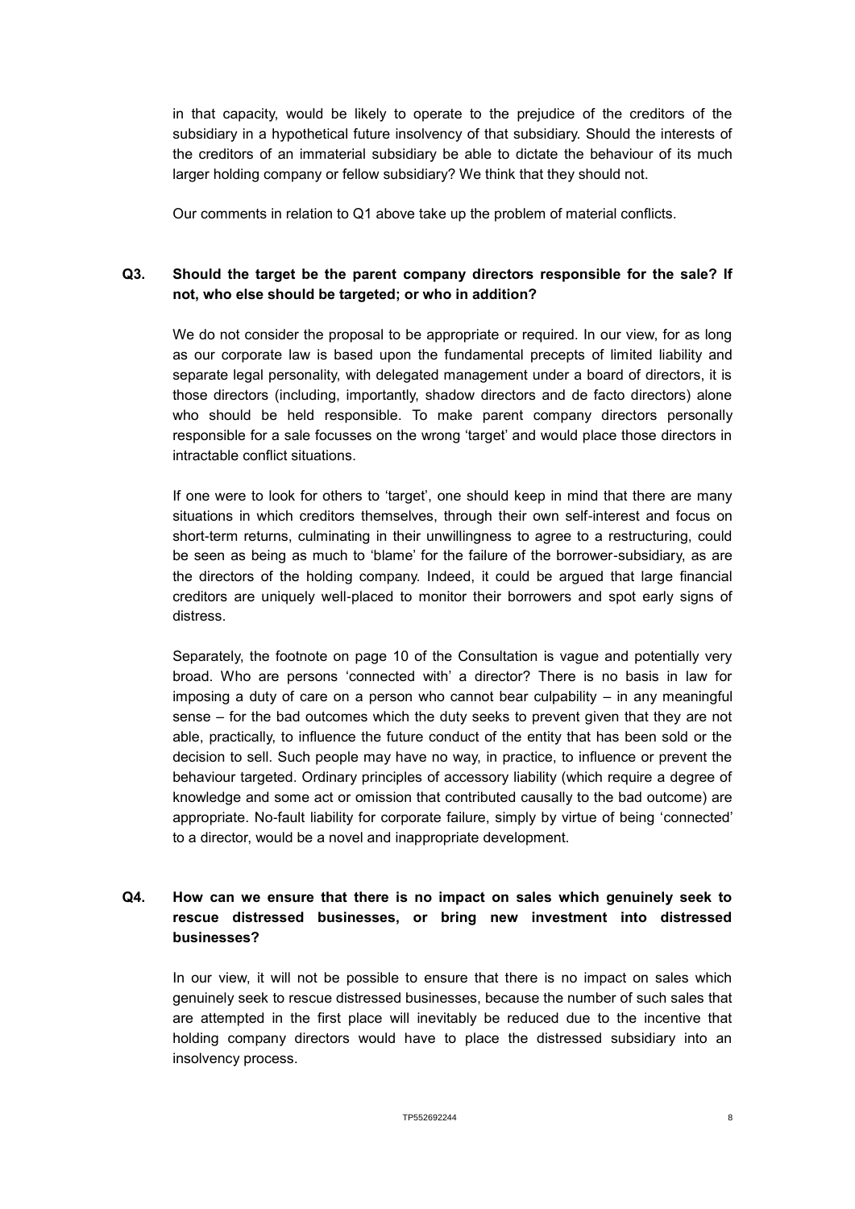in that capacity, would be likely to operate to the prejudice of the creditors of the subsidiary in a hypothetical future insolvency of that subsidiary. Should the interests of the creditors of an immaterial subsidiary be able to dictate the behaviour of its much larger holding company or fellow subsidiary? We think that they should not.

Our comments in relation to Q1 above take up the problem of material conflicts.

**Q3. Should the target be the parent company directors responsible for the sale? If not, who else should be targeted; or who in addition?**

We do not consider the proposal to be appropriate or required. In our view, for as long as our corporate law is based upon the fundamental precepts of limited liability and separate legal personality, with delegated management under a board of directors, it is those directors (including, importantly, shadow directors and de facto directors) alone who should be held responsible. To make parent company directors personally responsible for a sale focusses on the wrong 'target' and would place those directors in intractable conflict situations.

If one were to look for others to 'target', one should keep in mind that there are many situations in which creditors themselves, through their own self-interest and focus on short-term returns, culminating in their unwillingness to agree to a restructuring, could be seen as being as much to 'blame' for the failure of the borrower-subsidiary, as are the directors of the holding company. Indeed, it could be argued that large financial creditors are uniquely well-placed to monitor their borrowers and spot early signs of distress.

Separately, the footnote on page 10 of the Consultation is vague and potentially very broad. Who are persons 'connected with' a director? There is no basis in law for imposing a duty of care on a person who cannot bear culpability – in any meaningful sense – for the bad outcomes which the duty seeks to prevent given that they are not able, practically, to influence the future conduct of the entity that has been sold or the decision to sell. Such people may have no way, in practice, to influence or prevent the behaviour targeted. Ordinary principles of accessory liability (which require a degree of knowledge and some act or omission that contributed causally to the bad outcome) are appropriate. No-fault liability for corporate failure, simply by virtue of being 'connected' to a director, would be a novel and inappropriate development.

**Q4. How can we ensure that there is no impact on sales which genuinely seek to rescue distressed businesses, or bring new investment into distressed businesses?**

In our view, it will not be possible to ensure that there is no impact on sales which genuinely seek to rescue distressed businesses, because the number of such sales that are attempted in the first place will inevitably be reduced due to the incentive that holding company directors would have to place the distressed subsidiary into an insolvency process.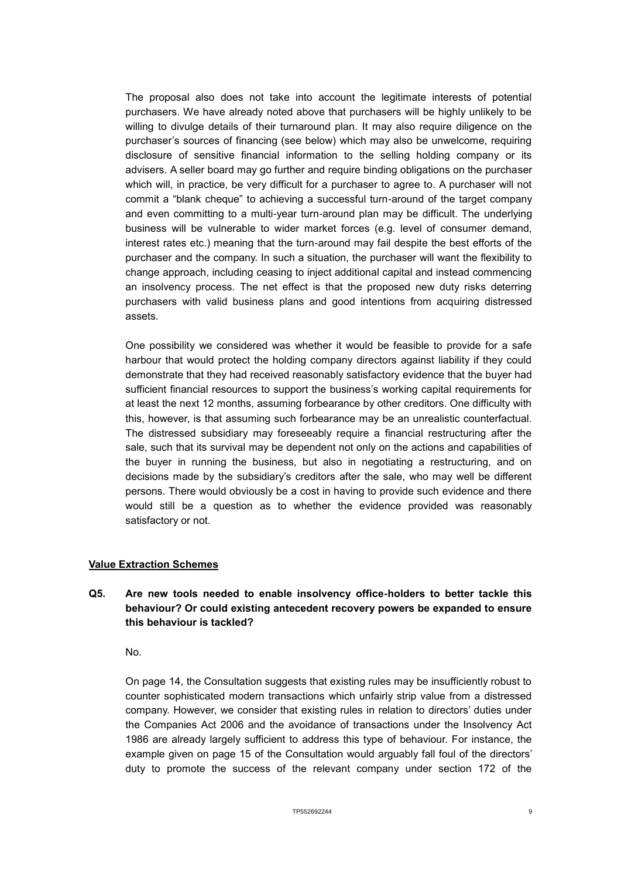The proposal also does not take into account the legitimate interests of potential purchasers. We have already noted above that purchasers will be highly unlikely to be willing to divulge details of their turnaround plan. It may also require diligence on the purchaser's sources of financing (see below) which may also be unwelcome, requiring disclosure of sensitive financial information to the selling holding company or its advisers. A seller board may go further and require binding obligations on the purchaser which will, in practice, be very difficult for a purchaser to agree to. A purchaser will not commit a "blank cheque" to achieving a successful turn-around of the target company and even committing to a multi-year turn-around plan may be difficult. The underlying business will be vulnerable to wider market forces (e.g. level of consumer demand, interest rates etc.) meaning that the turn-around may fail despite the best efforts of the purchaser and the company. In such a situation, the purchaser will want the flexibility to change approach, including ceasing to inject additional capital and instead commencing an insolvency process. The net effect is that the proposed new duty risks deterring purchasers with valid business plans and good intentions from acquiring distressed assets.

One possibility we considered was whether it would be feasible to provide for a safe harbour that would protect the holding company directors against liability if they could demonstrate that they had received reasonably satisfactory evidence that the buyer had sufficient financial resources to support the business's working capital requirements for at least the next 12 months, assuming forbearance by other creditors. One difficulty with this, however, is that assuming such forbearance may be an unrealistic counterfactual. The distressed subsidiary may foreseeably require a financial restructuring after the sale, such that its survival may be dependent not only on the actions and capabilities of the buyer in running the business, but also in negotiating a restructuring, and on decisions made by the subsidiary's creditors after the sale, who may well be different persons. There would obviously be a cost in having to provide such evidence and there would still be a question as to whether the evidence provided was reasonably satisfactory or not.

## Value Extraction Schemes

**Q5. Are new tools needed to enable insolvency office-holders to better tackle this behaviour? Or could existing antecedent recovery powers be expanded to ensure this behaviour is tackled?**

No.

On page 14, the Consultation suggests that existing rules may be insufficiently robust to counter sophisticated modern transactions which unfairly strip value from a distressed company. However, we consider that existing rules in relation to directors' duties under the Companies Act 2006 and the avoidance of transactions under the Insolvency Act 1986 are already largely sufficient to address this type of behaviour. For instance, the example given on page 15 of the Consultation would arguably fall foul of the directors' duty to promote the success of the relevant company under section 172 of the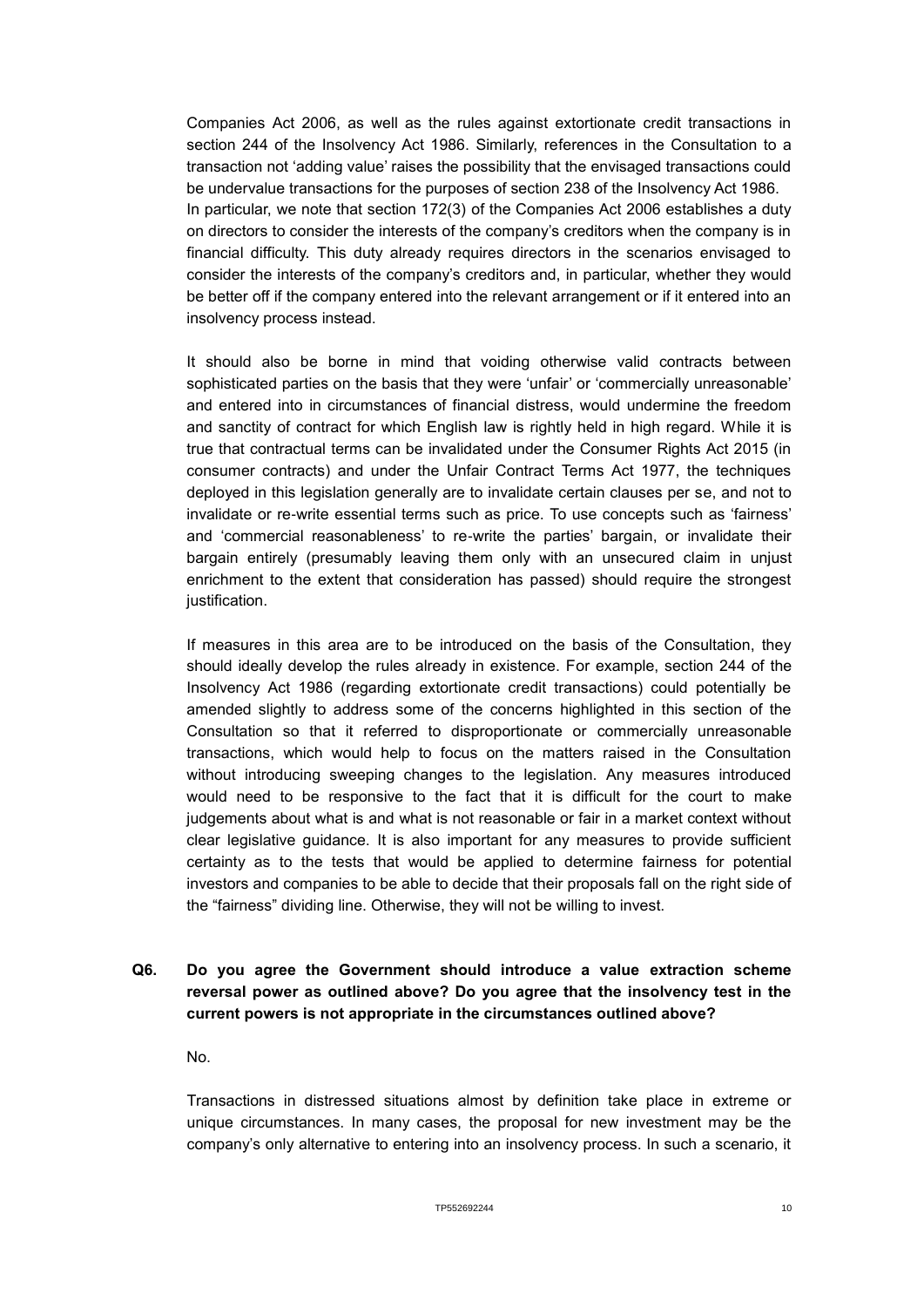Companies Act 2006, as well as the rules against extortionate credit transactions in section 244 of the Insolvency Act 1986. Similarly, references in the Consultation to a transaction not 'adding value' raises the possibility that the envisaged transactions could be undervalue transactions for the purposes of section 238 of the Insolvency Act 1986. In particular, we note that section 172(3) of the Companies Act 2006 establishes a duty on directors to consider the interests of the company's creditors when the company is in financial difficulty. This duty already requires directors in the scenarios envisaged to consider the interests of the company's creditors and, in particular, whether they would be better off if the company entered into the relevant arrangement or if it entered into an insolvency process instead.

It should also be borne in mind that voiding otherwise valid contracts between sophisticated parties on the basis that they were 'unfair' or 'commercially unreasonable' and entered into in circumstances of financial distress, would undermine the freedom and sanctity of contract for which English law is rightly held in high regard. While it is true that contractual terms can be invalidated under the Consumer Rights Act 2015 (in consumer contracts) and under the Unfair Contract Terms Act 1977, the techniques deployed in this legislation generally are to invalidate certain clauses per se, and not to invalidate or re-write essential terms such as price. To use concepts such as 'fairness' and 'commercial reasonableness' to re-write the parties' bargain, or invalidate their bargain entirely (presumably leaving them only with an unsecured claim in unjust enrichment to the extent that consideration has passed) should require the strongest justification.

If measures in this area are to be introduced on the basis of the Consultation, they should ideally develop the rules already in existence. For example, section 244 of the Insolvency Act 1986 (regarding extortionate credit transactions) could potentially be amended slightly to address some of the concerns highlighted in this section of the Consultation so that it referred to disproportionate or commercially unreasonable transactions, which would help to focus on the matters raised in the Consultation without introducing sweeping changes to the legislation. Any measures introduced would need to be responsive to the fact that it is difficult for the court to make judgements about what is and what is not reasonable or fair in a market context without clear legislative guidance. It is also important for any measures to provide sufficient certainty as to the tests that would be applied to determine fairness for potential investors and companies to be able to decide that their proposals fall on the right side of the "fairness" dividing line. Otherwise, they will not be willing to invest.

**Q6. Do you agree the Government should introduce a value extraction scheme reversal power as outlined above? Do you agree that the insolvency test in the current powers is not appropriate in the circumstances outlined above?**

No.

Transactions in distressed situations almost by definition take place in extreme or unique circumstances. In many cases, the proposal for new investment may be the company's only alternative to entering into an insolvency process. In such a scenario, it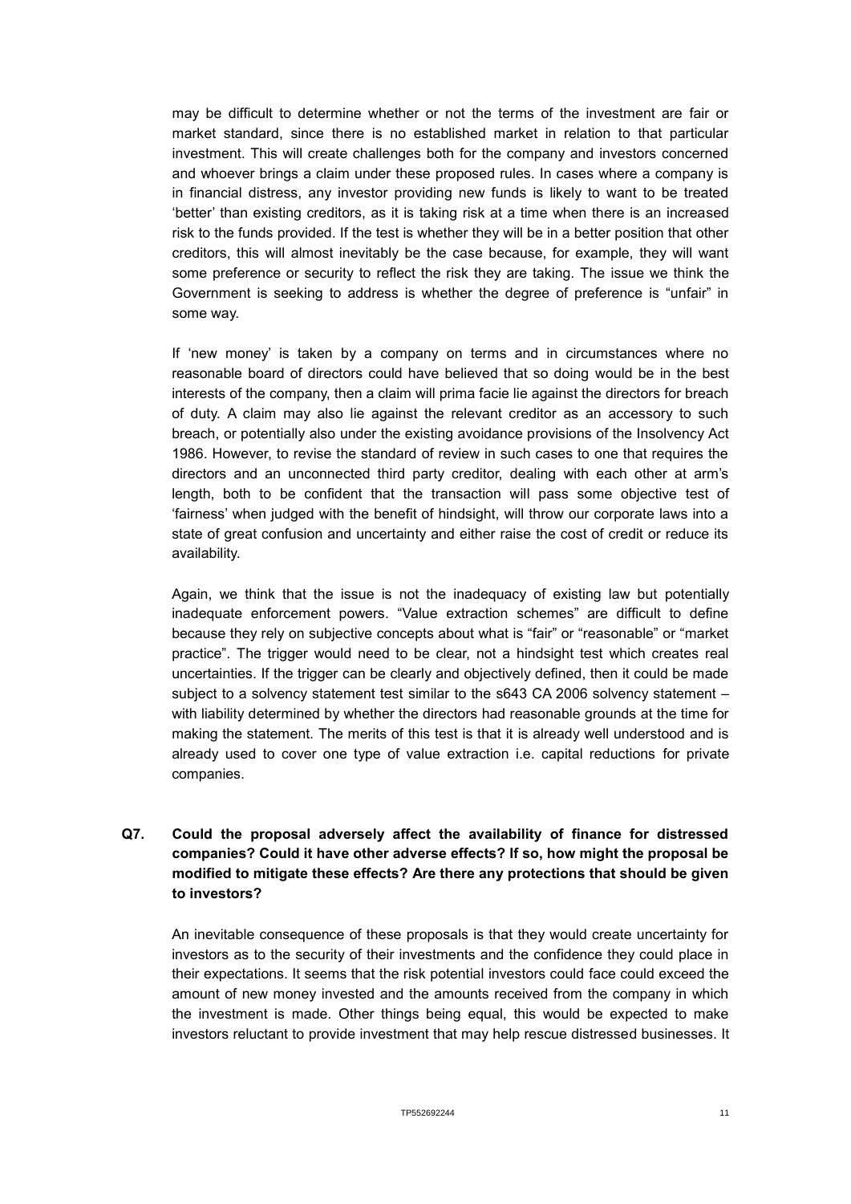may be difficult to determine whether or not the terms of the investment are fair or market standard, since there is no established market in relation to that particular investment. This will create challenges both for the company and investors concerned and whoever brings a claim under these proposed rules. In cases where a company is in financial distress, any investor providing new funds is likely to want to be treated 'better' than existing creditors, as it is taking risk at a time when there is an increased risk to the funds provided. If the test is whether they will be in a better position that other creditors, this will almost inevitably be the case because, for example, they will want some preference or security to reflect the risk they are taking. The issue we think the Government is seeking to address is whether the degree of preference is "unfair" in some way.

If 'new money' is taken by a company on terms and in circumstances where no reasonable board of directors could have believed that so doing would be in the best interests of the company, then a claim will prima facie lie against the directors for breach of duty. A claim may also lie against the relevant creditor as an accessory to such breach, or potentially also under the existing avoidance provisions of the Insolvency Act 1986. However, to revise the standard of review in such cases to one that requires the directors and an unconnected third party creditor, dealing with each other at arm's length, both to be confident that the transaction will pass some objective test of 'fairness' when judged with the benefit of hindsight, will throw our corporate laws into a state of great confusion and uncertainty and either raise the cost of credit or reduce its availability.

Again, we think that the issue is not the inadequacy of existing law but potentially inadequate enforcement powers. "Value extraction schemes" are difficult to define because they rely on subjective concepts about what is "fair" or "reasonable" or "market practice". The trigger would need to be clear, not a hindsight test which creates real uncertainties. If the trigger can be clearly and objectively defined, then it could be made subject to a solvency statement test similar to the s643 CA 2006 solvency statement – with liability determined by whether the directors had reasonable grounds at the time for making the statement. The merits of this test is that it is already well understood and is already used to cover one type of value extraction i.e. capital reductions for private companies.

**Q7. Could the proposal adversely affect the availability of finance for distressed companies? Could it have other adverse effects? If so, how might the proposal be modified to mitigate these effects? Are there any protections that should be given to investors?**

An inevitable consequence of these proposals is that they would create uncertainty for investors as to the security of their investments and the confidence they could place in their expectations. It seems that the risk potential investors could face could exceed the amount of new money invested and the amounts received from the company in which the investment is made. Other things being equal, this would be expected to make investors reluctant to provide investment that may help rescue distressed businesses. It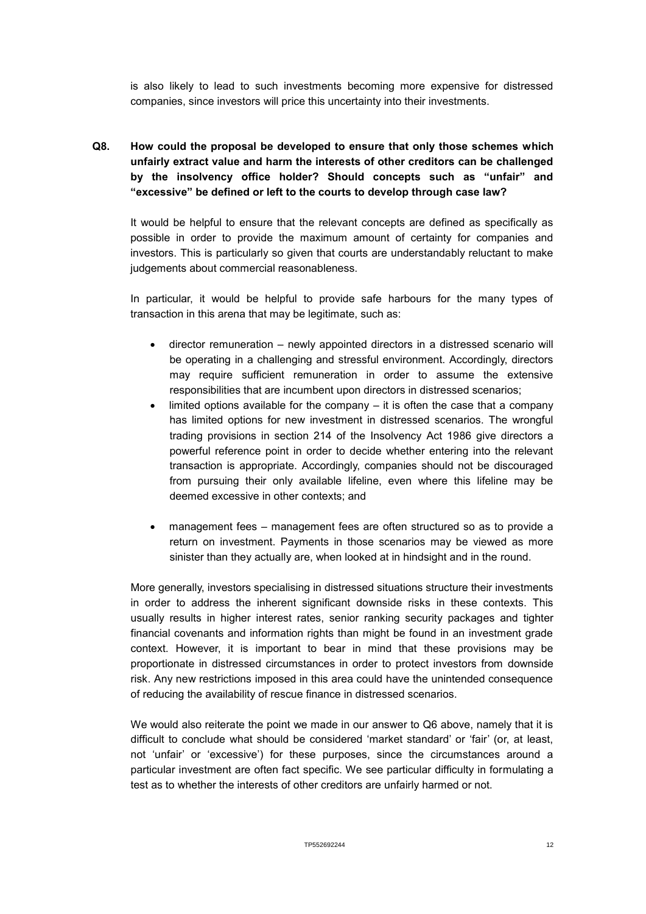is also likely to lead to such investments becoming more expensive for distressed companies, since investors will price this uncertainty into their investments.

**Q8. How could the proposal be developed to ensure that only those schemes which unfairly extract value and harm the interests of other creditors can be challenged by the insolvency office holder? Should concepts such as "unfair" and "excessive" be defined or left to the courts to develop through case law?**

It would be helpful to ensure that the relevant concepts are defined as specifically as possible in order to provide the maximum amount of certainty for companies and investors. This is particularly so given that courts are understandably reluctant to make judgements about commercial reasonableness.

In particular, it would be helpful to provide safe harbours for the many types of transaction in this arena that may be legitimate, such as:

- director remuneration – newly appointed directors in a distressed scenario will be operating in a challenging and stressful environment. Accordingly, directors may require sufficient remuneration in order to assume the extensive responsibilities that are incumbent upon directors in distressed scenarios;
- limited options available for the company – it is often the case that a company has limited options for new investment in distressed scenarios. The wrongful trading provisions in section 214 of the Insolvency Act 1986 give directors a powerful reference point in order to decide whether entering into the relevant transaction is appropriate. Accordingly, companies should not be discouraged from pursuing their only available lifeline, even where this lifeline may be deemed excessive in other contexts; and
- management fees – management fees are often structured so as to provide a return on investment. Payments in those scenarios may be viewed as more sinister than they actually are, when looked at in hindsight and in the round.

More generally, investors specialising in distressed situations structure their investments in order to address the inherent significant downside risks in these contexts. This usually results in higher interest rates, senior ranking security packages and tighter financial covenants and information rights than might be found in an investment grade context. However, it is important to bear in mind that these provisions may be proportionate in distressed circumstances in order to protect investors from downside risk. Any new restrictions imposed in this area could have the unintended consequence of reducing the availability of rescue finance in distressed scenarios.

We would also reiterate the point we made in our answer to Q6 above, namely that it is difficult to conclude what should be considered 'market standard' or 'fair' (or, at least, not 'unfair' or 'excessive') for these purposes, since the circumstances around a particular investment are often fact specific. We see particular difficulty in formulating a test as to whether the interests of other creditors are unfairly harmed or not.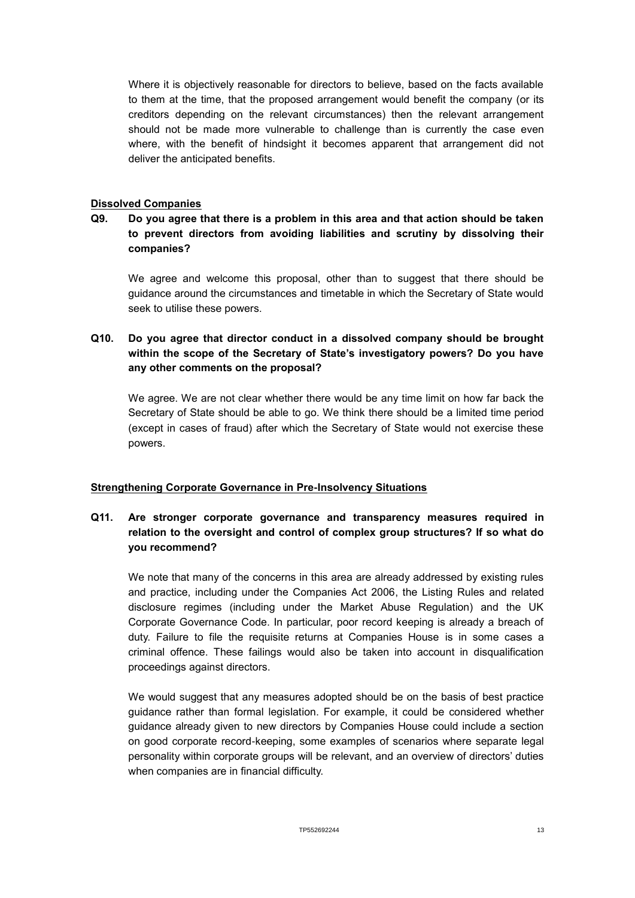Where it is objectively reasonable for directors to believe, based on the facts available to them at the time, that the proposed arrangement would benefit the company (or its creditors depending on the relevant circumstances) then the relevant arrangement should not be made more vulnerable to challenge than is currently the case even where, with the benefit of hindsight it becomes apparent that arrangement did not deliver the anticipated benefits.

**Dissolved Companies**

**Q9. Do you agree that there is a problem in this area and that action should be taken to prevent directors from avoiding liabilities and scrutiny by dissolving their companies?**

We agree and welcome this proposal, other than to suggest that there should be guidance around the circumstances and timetable in which the Secretary of State would seek to utilise these powers.

**Q10. Do you agree that director conduct in a dissolved company should be brought within the scope of the Secretary of State's investigatory powers? Do you have any other comments on the proposal?**

We agree. We are not clear whether there would be any time limit on how far back the Secretary of State should be able to go. We think there should be a limited time period (except in cases of fraud) after which the Secretary of State would not exercise these powers.

**Strengthening Corporate Governance in Pre-Insolvency Situations**

**Q11. Are stronger corporate governance and transparency measures required in relation to the oversight and control of complex group structures? If so what do you recommend?**

We note that many of the concerns in this area are already addressed by existing rules and practice, including under the Companies Act 2006, the Listing Rules and related disclosure regimes (including under the Market Abuse Regulation) and the UK Corporate Governance Code. In particular, poor record keeping is already a breach of duty. Failure to file the requisite returns at Companies House is in some cases a criminal offence. These failings would also be taken into account in disqualification proceedings against directors.

We would suggest that any measures adopted should be on the basis of best practice guidance rather than formal legislation. For example, it could be considered whether guidance already given to new directors by Companies House could include a section on good corporate record-keeping, some examples of scenarios where separate legal personality within corporate groups will be relevant, and an overview of directors' duties when companies are in financial difficulty.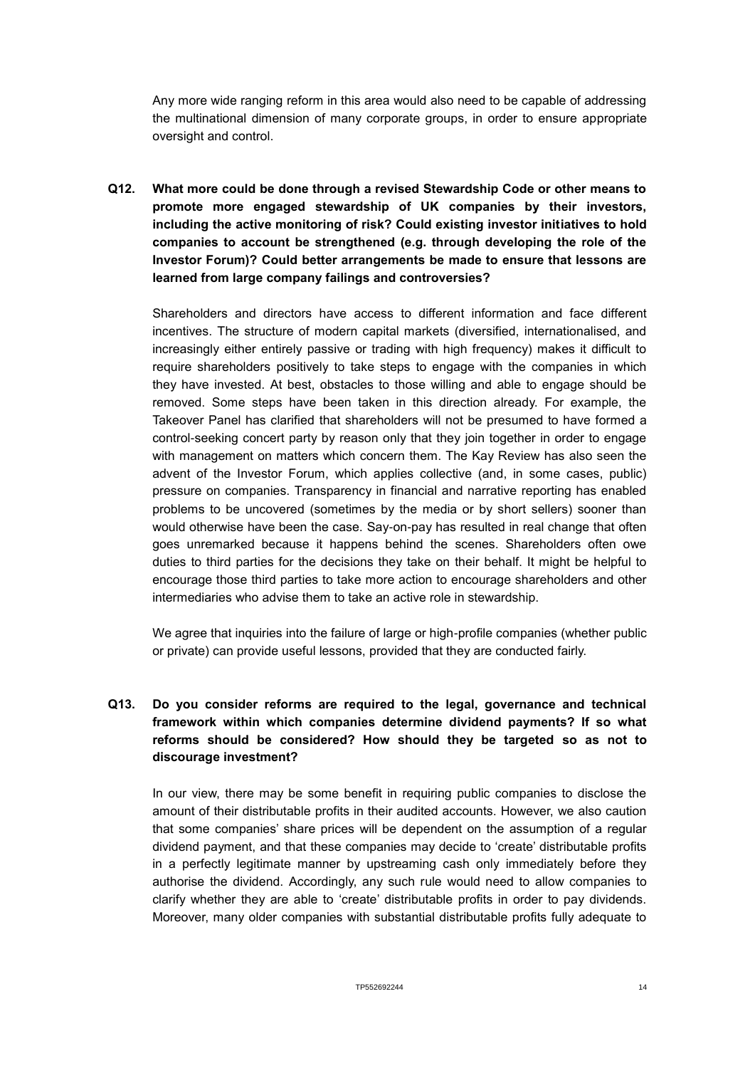Any more wide ranging reform in this area would also need to be capable of addressing the multinational dimension of many corporate groups, in order to ensure appropriate oversight and control.

**Q12. What more could be done through a revised Stewardship Code or other means to promote more engaged stewardship of UK companies by their investors, including the active monitoring of risk? Could existing investor initiatives to hold companies to account be strengthened (e.g. through developing the role of the Investor Forum)? Could better arrangements be made to ensure that lessons are learned from large company failings and controversies?**

Shareholders and directors have access to different information and face different incentives. The structure of modern capital markets (diversified, internationalised, and increasingly either entirely passive or trading with high frequency) makes it difficult to require shareholders positively to take steps to engage with the companies in which they have invested. At best, obstacles to those willing and able to engage should be removed. Some steps have been taken in this direction already. For example, the Takeover Panel has clarified that shareholders will not be presumed to have formed a control-seeking concert party by reason only that they join together in order to engage with management on matters which concern them. The Kay Review has also seen the advent of the Investor Forum, which applies collective (and, in some cases, public) pressure on companies. Transparency in financial and narrative reporting has enabled problems to be uncovered (sometimes by the media or by short sellers) sooner than would otherwise have been the case. Say-on-pay has resulted in real change that often goes unremarked because it happens behind the scenes. Shareholders often owe duties to third parties for the decisions they take on their behalf. It might be helpful to encourage those third parties to take more action to encourage shareholders and other intermediaries who advise them to take an active role in stewardship.

We agree that inquiries into the failure of large or high-profile companies (whether public or private) can provide useful lessons, provided that they are conducted fairly.

**Q13. Do you consider reforms are required to the legal, governance and technical framework within which companies determine dividend payments? If so what reforms should be considered? How should they be targeted so as not to discourage investment?**

In our view, there may be some benefit in requiring public companies to disclose the amount of their distributable profits in their audited accounts. However, we also caution that some companies' share prices will be dependent on the assumption of a regular dividend payment, and that these companies may decide to 'create' distributable profits in a perfectly legitimate manner by upstreaming cash only immediately before they authorise the dividend. Accordingly, any such rule would need to allow companies to clarify whether they are able to 'create' distributable profits in order to pay dividends. Moreover, many older companies with substantial distributable profits fully adequate to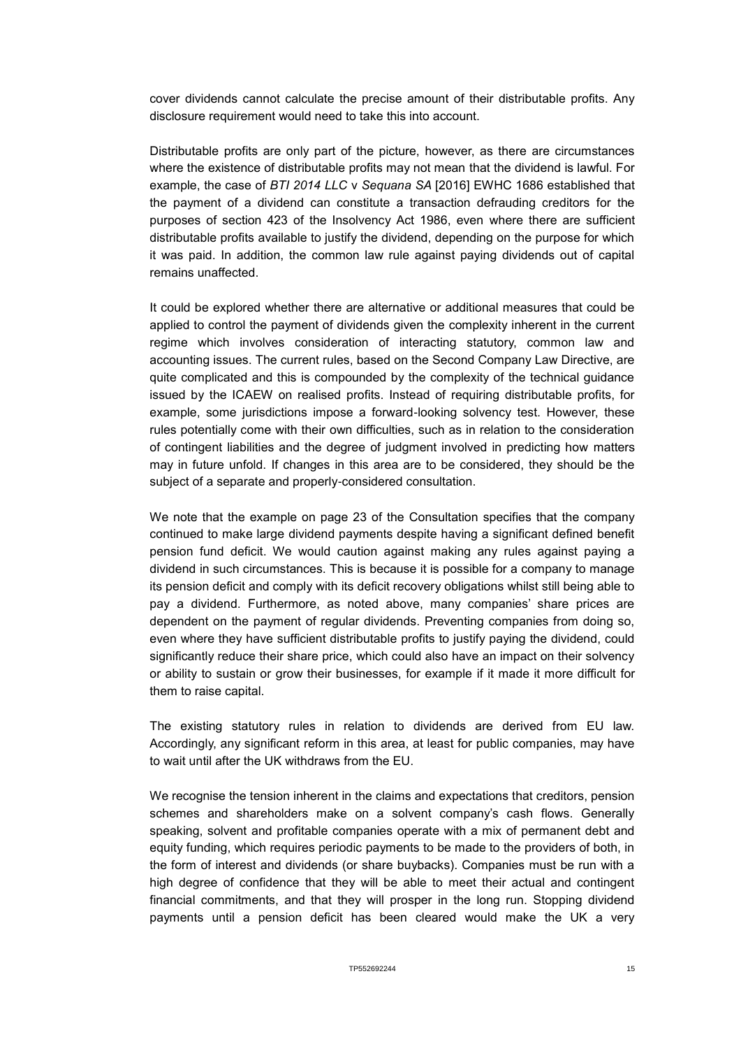cover dividends cannot calculate the precise amount of their distributable profits. Any disclosure requirement would need to take this into account.

Distributable profits are only part of the picture, however, as there are circumstances where the existence of distributable profits may not mean that the dividend is lawful. For example, the case of *BTI 2014 LLC* v *Sequana SA* [2016] EWHC 1686 established that the payment of a dividend can constitute a transaction defrauding creditors for the purposes of section 423 of the Insolvency Act 1986, even where there are sufficient distributable profits available to justify the dividend, depending on the purpose for which it was paid. In addition, the common law rule against paying dividends out of capital remains unaffected.

It could be explored whether there are alternative or additional measures that could be applied to control the payment of dividends given the complexity inherent in the current regime which involves consideration of interacting statutory, common law and accounting issues. The current rules, based on the Second Company Law Directive, are quite complicated and this is compounded by the complexity of the technical guidance issued by the ICAEW on realised profits. Instead of requiring distributable profits, for example, some jurisdictions impose a forward-looking solvency test. However, these rules potentially come with their own difficulties, such as in relation to the consideration of contingent liabilities and the degree of judgment involved in predicting how matters may in future unfold. If changes in this area are to be considered, they should be the subject of a separate and properly-considered consultation.

We note that the example on page 23 of the Consultation specifies that the company continued to make large dividend payments despite having a significant defined benefit pension fund deficit. We would caution against making any rules against paying a dividend in such circumstances. This is because it is possible for a company to manage its pension deficit and comply with its deficit recovery obligations whilst still being able to pay a dividend. Furthermore, as noted above, many companies' share prices are dependent on the payment of regular dividends. Preventing companies from doing so, even where they have sufficient distributable profits to justify paying the dividend, could significantly reduce their share price, which could also have an impact on their solvency or ability to sustain or grow their businesses, for example if it made it more difficult for them to raise capital.

The existing statutory rules in relation to dividends are derived from EU law. Accordingly, any significant reform in this area, at least for public companies, may have to wait until after the UK withdraws from the EU.

We recognise the tension inherent in the claims and expectations that creditors, pension schemes and shareholders make on a solvent company's cash flows. Generally speaking, solvent and profitable companies operate with a mix of permanent debt and equity funding, which requires periodic payments to be made to the providers of both, in the form of interest and dividends (or share buybacks). Companies must be run with a high degree of confidence that they will be able to meet their actual and contingent financial commitments, and that they will prosper in the long run. Stopping dividend payments until a pension deficit has been cleared would make the UK a very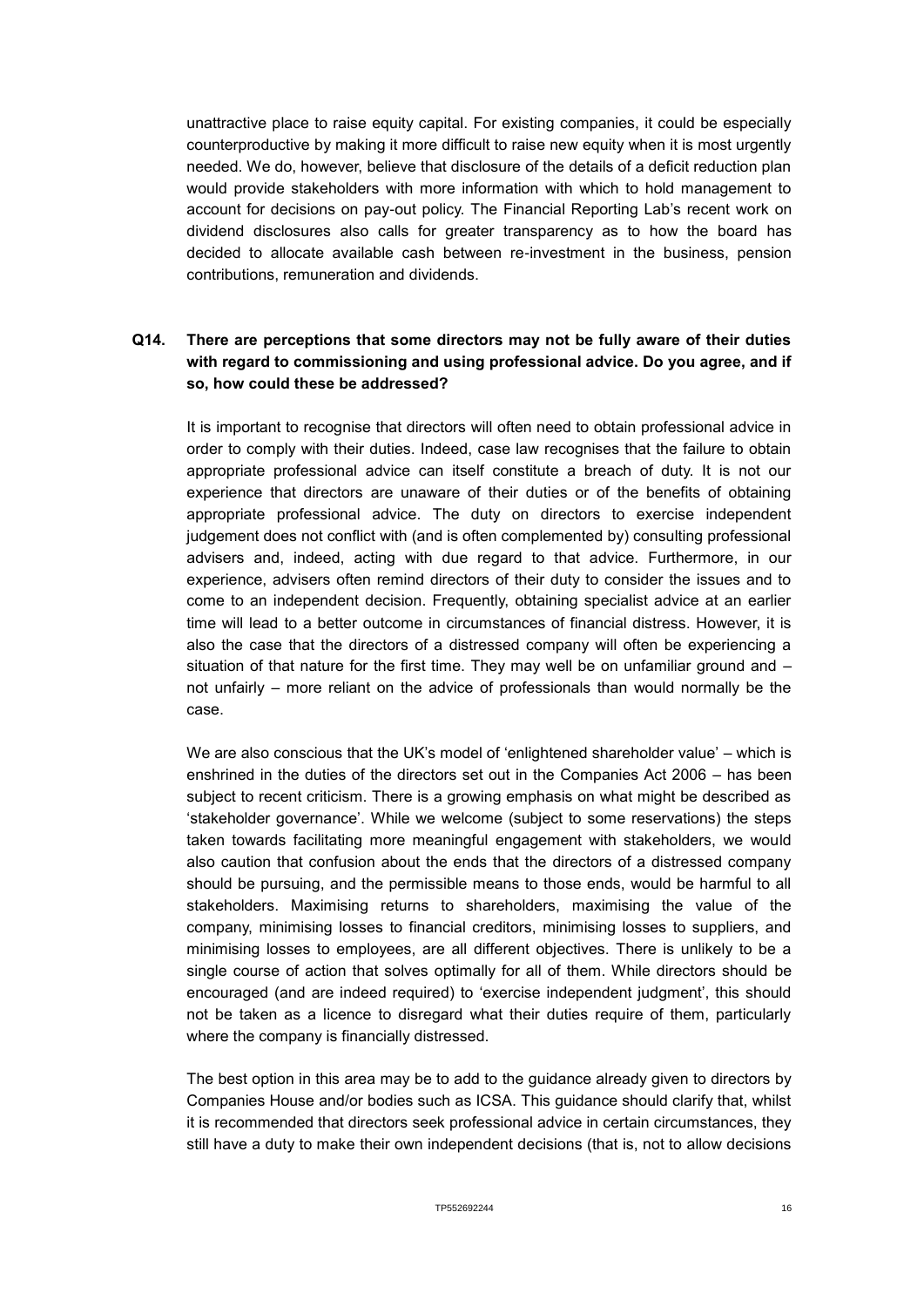unattractive place to raise equity capital. For existing companies, it could be especially counterproductive by making it more difficult to raise new equity when it is most urgently needed. We do, however, believe that disclosure of the details of a deficit reduction plan would provide stakeholders with more information with which to hold management to account for decisions on pay-out policy. The Financial Reporting Lab's recent work on dividend disclosures also calls for greater transparency as to how the board has decided to allocate available cash between re-investment in the business, pension contributions, remuneration and dividends.

**Q14. There are perceptions that some directors may not be fully aware of their duties with regard to commissioning and using professional advice. Do you agree, and if so, how could these be addressed?**

It is important to recognise that directors will often need to obtain professional advice in order to comply with their duties. Indeed, case law recognises that the failure to obtain appropriate professional advice can itself constitute a breach of duty. It is not our experience that directors are unaware of their duties or of the benefits of obtaining appropriate professional advice. The duty on directors to exercise independent judgement does not conflict with (and is often complemented by) consulting professional advisers and, indeed, acting with due regard to that advice. Furthermore, in our experience, advisers often remind directors of their duty to consider the issues and to come to an independent decision. Frequently, obtaining specialist advice at an earlier time will lead to a better outcome in circumstances of financial distress. However, it is also the case that the directors of a distressed company will often be experiencing a situation of that nature for the first time. They may well be on unfamiliar ground and – not unfairly – more reliant on the advice of professionals than would normally be the case.

We are also conscious that the UK's model of 'enlightened shareholder value' – which is enshrined in the duties of the directors set out in the Companies Act 2006 – has been subject to recent criticism. There is a growing emphasis on what might be described as 'stakeholder governance'. While we welcome (subject to some reservations) the steps taken towards facilitating more meaningful engagement with stakeholders, we would also caution that confusion about the ends that the directors of a distressed company should be pursuing, and the permissible means to those ends, would be harmful to all stakeholders. Maximising returns to shareholders, maximising the value of the company, minimising losses to financial creditors, minimising losses to suppliers, and minimising losses to employees, are all different objectives. There is unlikely to be a single course of action that solves optimally for all of them. While directors should be encouraged (and are indeed required) to 'exercise independent judgment', this should not be taken as a licence to disregard what their duties require of them, particularly where the company is financially distressed.

The best option in this area may be to add to the guidance already given to directors by Companies House and/or bodies such as ICSA. This guidance should clarify that, whilst it is recommended that directors seek professional advice in certain circumstances, they still have a duty to make their own independent decisions (that is, not to allow decisions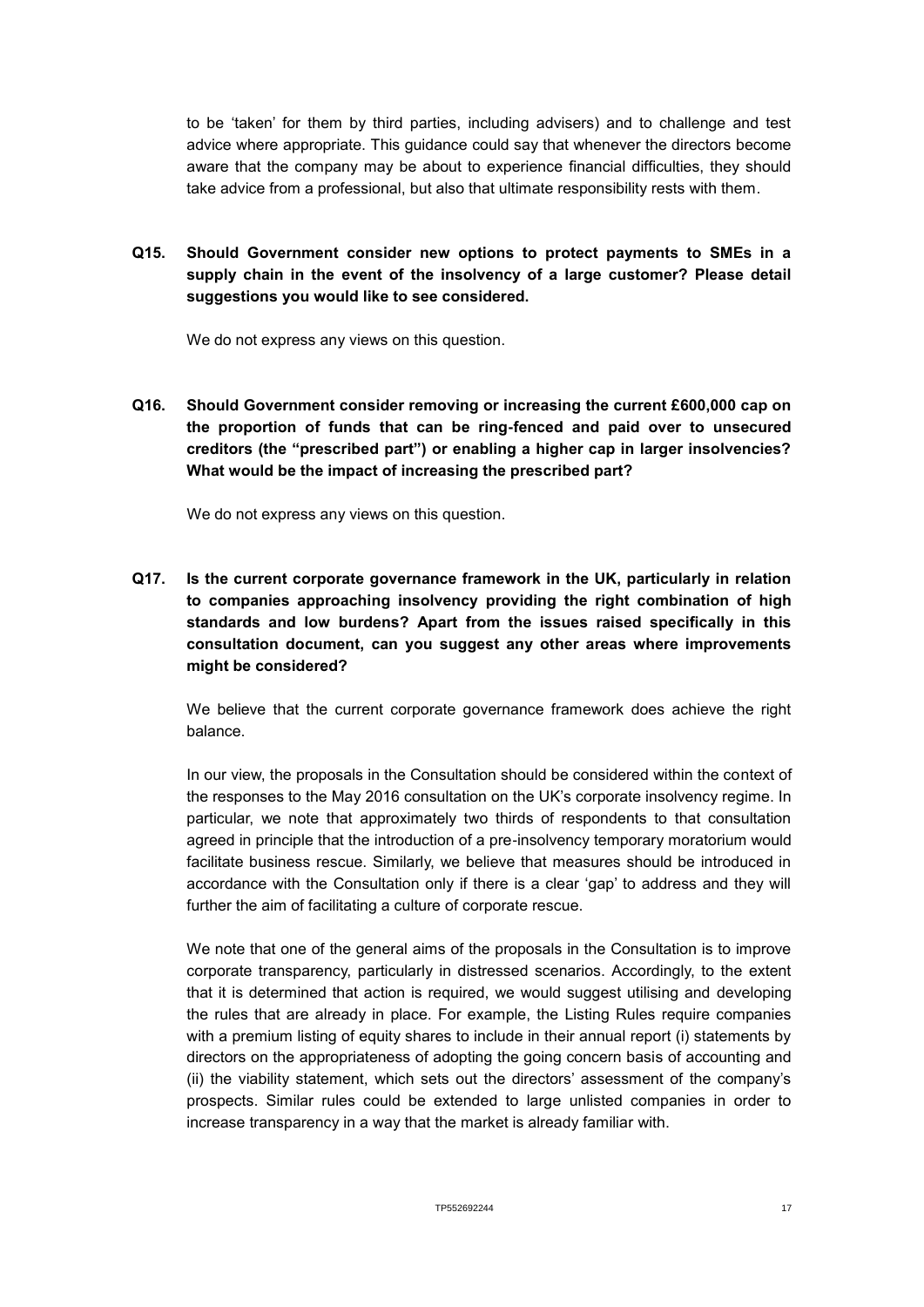to be 'taken' for them by third parties, including advisers) and to challenge and test advice where appropriate. This guidance could say that whenever the directors become aware that the company may be about to experience financial difficulties, they should take advice from a professional, but also that ultimate responsibility rests with them.

**Q15. Should Government consider new options to protect payments to SMEs in a supply chain in the event of the insolvency of a large customer? Please detail suggestions you would like to see considered.**

We do not express any views on this question.

**Q16. Should Government consider removing or increasing the current £600,000 cap on the proportion of funds that can be ring-fenced and paid over to unsecured creditors (the "prescribed part") or enabling a higher cap in larger insolvencies? What would be the impact of increasing the prescribed part?**

We do not express any views on this question.

**Q17. Is the current corporate governance framework in the UK, particularly in relation to companies approaching insolvency providing the right combination of high standards and low burdens? Apart from the issues raised specifically in this consultation document, can you suggest any other areas where improvements might be considered?**

We believe that the current corporate governance framework does achieve the right balance.

In our view, the proposals in the Consultation should be considered within the context of the responses to the May 2016 consultation on the UK's corporate insolvency regime. In particular, we note that approximately two thirds of respondents to that consultation agreed in principle that the introduction of a pre-insolvency temporary moratorium would facilitate business rescue. Similarly, we believe that measures should be introduced in accordance with the Consultation only if there is a clear 'gap' to address and they will further the aim of facilitating a culture of corporate rescue.

We note that one of the general aims of the proposals in the Consultation is to improve corporate transparency, particularly in distressed scenarios. Accordingly, to the extent that it is determined that action is required, we would suggest utilising and developing the rules that are already in place. For example, the Listing Rules require companies with a premium listing of equity shares to include in their annual report (i) statements by directors on the appropriateness of adopting the going concern basis of accounting and (ii) the viability statement, which sets out the directors' assessment of the company's prospects. Similar rules could be extended to large unlisted companies in order to increase transparency in a way that the market is already familiar with.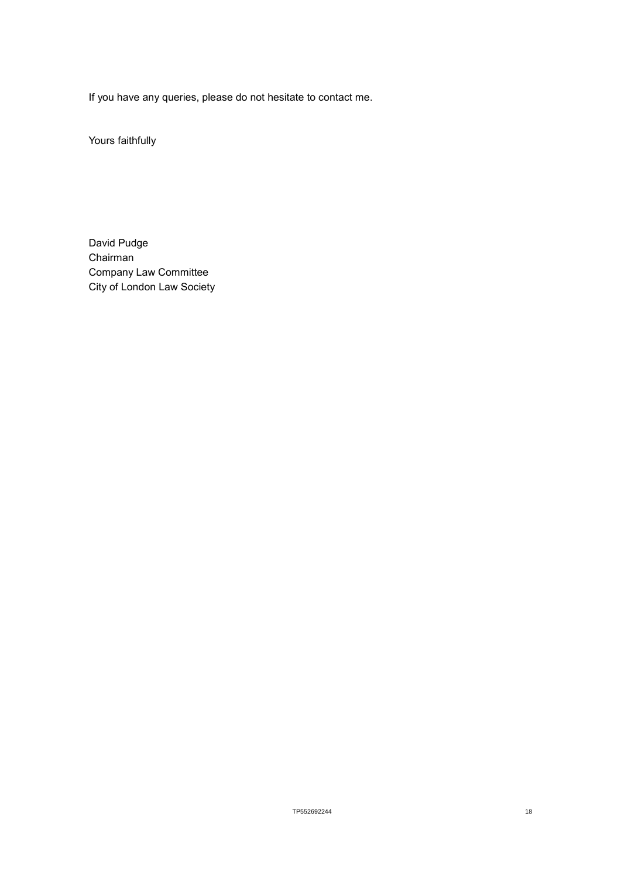If you have any queries, please do not hesitate to contact me.

Yours faithfully

David Pudge  
Chairman  
Company Law Committee  
City of London Law Society